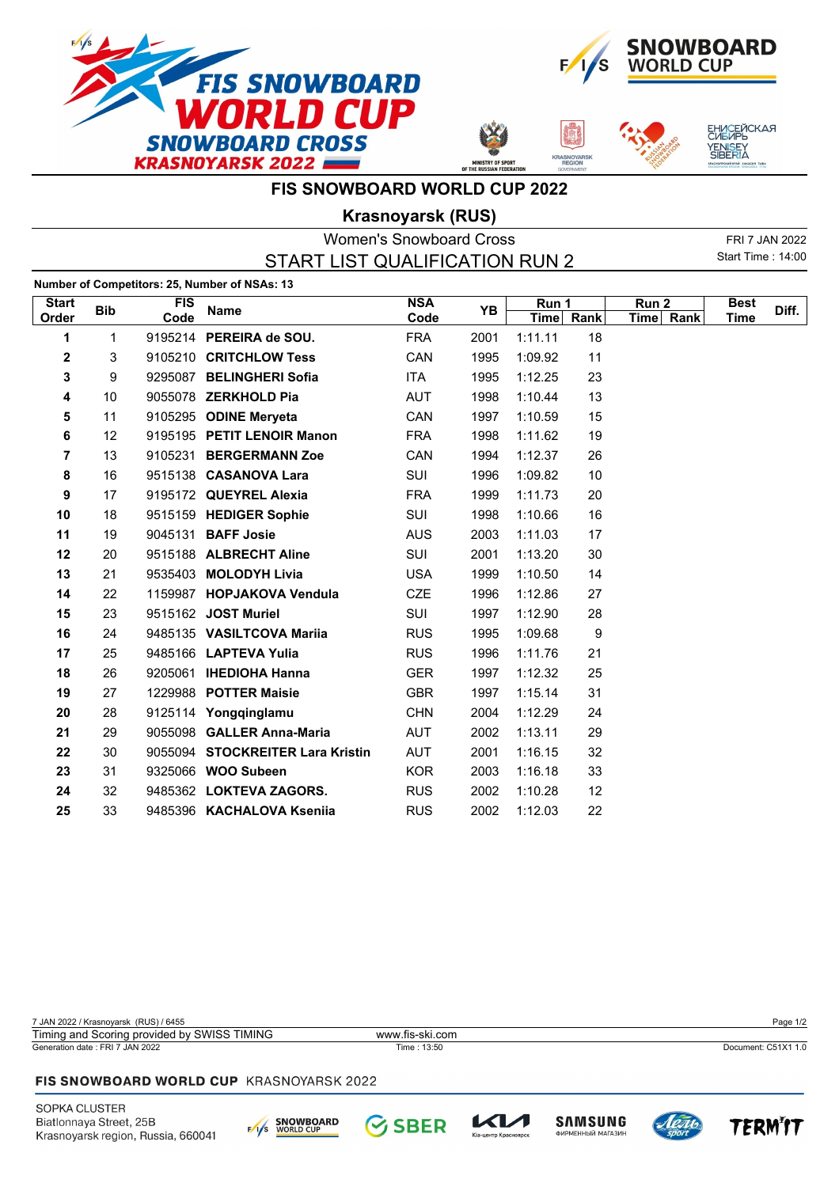# FIS SNOWBOARD WORLD CUP 2022

## Krasnoyarsk (RUS)

Women's Snowboard Cross

START LIST QUALIFICATION RUN 2

FRI 7 JAN 2022

Start Time : 14:00

**Number of Competitors: 25, Number of NSAs: 13**

| Start Order | Bib | FIS Code | Name | NSA Code | YB | Run 1 Time | Run 1 Rank | Run 2 Time | Run 2 Rank | Best Time | Diff. |
|---|---|---|---|---|---|---|---|---|---|---|---|
| **1** | 1 | 9195214 | **PEREIRA de SOU.** | FRA | 2001 | 1:11.11 | 18 | | | | |
| **2** | 3 | 9105210 | **CRITCHLOW Tess** | CAN | 1995 | 1:09.92 | 11 | | | | |
| **3** | 9 | 9295087 | **BELINGHERI Sofia** | ITA | 1995 | 1:12.25 | 23 | | | | |
| **4** | 10 | 9055078 | **ZERKHOLD Pia** | AUT | 1998 | 1:10.44 | 13 | | | | |
| **5** | 11 | 9105295 | **ODINE Meryeta** | CAN | 1997 | 1:10.59 | 15 | | | | |
| **6** | 12 | 9195195 | **PETIT LENOIR Manon** | FRA | 1998 | 1:11.62 | 19 | | | | |
| **7** | 13 | 9105231 | **BERGERMANN Zoe** | CAN | 1994 | 1:12.37 | 26 | | | | |
| **8** | 16 | 9515138 | **CASANOVA Lara** | SUI | 1996 | 1:09.82 | 10 | | | | |
| **9** | 17 | 9195172 | **QUEYREL Alexia** | FRA | 1999 | 1:11.73 | 20 | | | | |
| **10** | 18 | 9515159 | **HEDIGER Sophie** | SUI | 1998 | 1:10.66 | 16 | | | | |
| **11** | 19 | 9045131 | **BAFF Josie** | AUS | 2003 | 1:11.03 | 17 | | | | |
| **12** | 20 | 9515188 | **ALBRECHT Aline** | SUI | 2001 | 1:13.20 | 30 | | | | |
| **13** | 21 | 9535403 | **MOLODYH Livia** | USA | 1999 | 1:10.50 | 14 | | | | |
| **14** | 22 | 1159987 | **HOPJAKOVA Vendula** | CZE | 1996 | 1:12.86 | 27 | | | | |
| **15** | 23 | 9515162 | **JOST Muriel** | SUI | 1997 | 1:12.90 | 28 | | | | |
| **16** | 24 | 9485135 | **VASILTCOVA Mariia** | RUS | 1995 | 1:09.68 | 9 | | | | |
| **17** | 25 | 9485166 | **LAPTEVA Yulia** | RUS | 1996 | 1:11.76 | 21 | | | | |
| **18** | 26 | 9205061 | **IHEDIOHA Hanna** | GER | 1997 | 1:12.32 | 25 | | | | |
| **19** | 27 | 1229988 | **POTTER Maisie** | GBR | 1997 | 1:15.14 | 31 | | | | |
| **20** | 28 | 9125114 | **Yongqinglamu** | CHN | 2004 | 1:12.29 | 24 | | | | |
| **21** | 29 | 9055098 | **GALLER Anna-Maria** | AUT | 2002 | 1:13.11 | 29 | | | | |
| **22** | 30 | 9055094 | **STOCKREITER Lara Kristin** | AUT | 2001 | 1:16.15 | 32 | | | | |
| **23** | 31 | 9325066 | **WOO Subeen** | KOR | 2003 | 1:16.18 | 33 | | | | |
| **24** | 32 | 9485362 | **LOKTEVA ZAGORS.** | RUS | 2002 | 1:10.28 | 12 | | | | |
| **25** | 33 | 9485396 | **KACHALOVA Kseniia** | RUS | 2002 | 1:12.03 | 22 | | | | |

7 JAN 2022 / Krasnoyarsk (RUS) / 6455

Timing and Scoring provided by SWISS TIMING — www.fis-ski.com

Generation date : FRI 7 JAN 2022 — Time : 13:50 — Document: C51X1 1.0

**FIS SNOWBOARD WORLD CUP** KRASNOYARSK 2022

SOPKA CLUSTER
Biatlonnaya Street, 25B
Krasnoyarsk region, Russia, 660041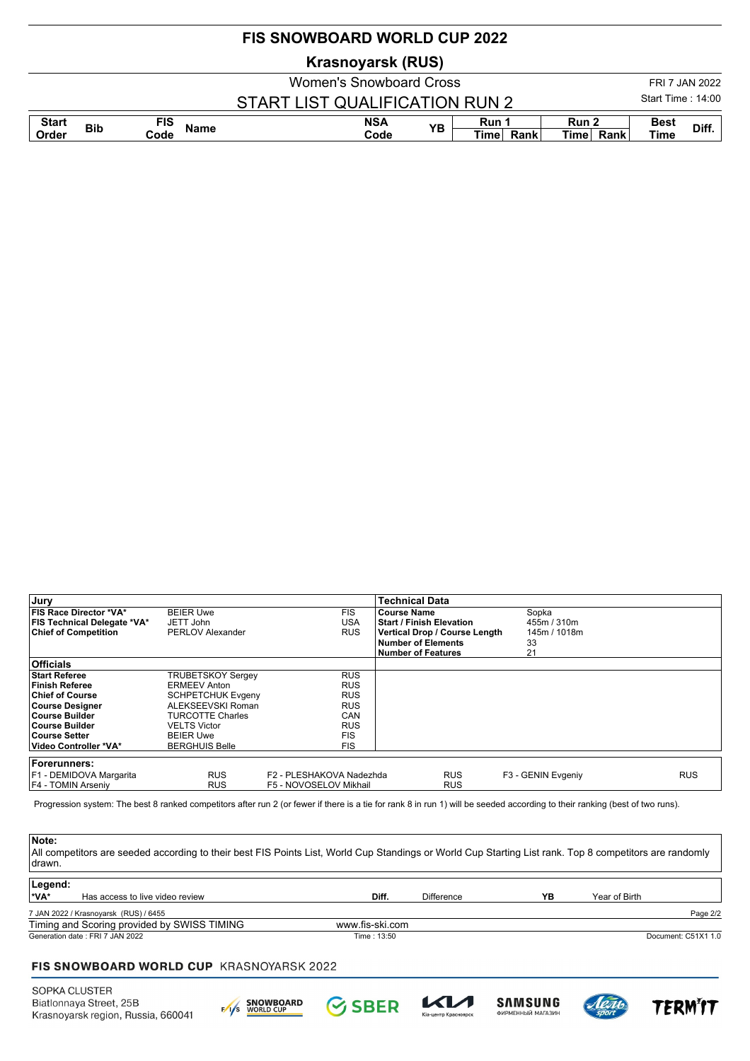# FIS SNOWBOARD WORLD CUP 2022

## Krasnoyarsk (RUS)

### Women's Snowboard Cross

FRI 7 JAN 2022

### START LIST QUALIFICATION RUN 2

Start Time : 14:00

| Start Order | Bib | FIS Code | Name | NSA Code | YB | Run 1 Time | Run 1 Rank | Run 2 Time | Run 2 Rank | Best Time | Diff. |
|---|---|---|---|---|---|---|---|---|---|---|---|

| Jury | | |
|---|---|---|
| **FIS Race Director *VA*** | BEIER Uwe | FIS |
| **FIS Technical Delegate *VA*** | JETT John | USA |
| **Chief of Competition** | PERLOV Alexander | RUS |

| Technical Data | |
|---|---|
| **Course Name** | Sopka |
| **Start / Finish Elevation** | 455m / 310m |
| **Vertical Drop / Course Length** | 145m / 1018m |
| **Number of Elements** | 33 |
| **Number of Features** | 21 |

| Officials | | |
|---|---|---|
| **Start Referee** | TRUBETSKOY Sergey | RUS |
| **Finish Referee** | ERMEEV Anton | RUS |
| **Chief of Course** | SCHPETCHUK Evgeny | RUS |
| **Course Designer** | ALEKSEEVSKI Roman | RUS |
| **Course Builder** | TURCOTTE Charles | CAN |
| **Course Builder** | VELTS Victor | RUS |
| **Course Setter** | BEIER Uwe | FIS |
| **Video Controller *VA*** | BERGHUIS Belle | FIS |

**Forerunners:**

| | | | | | |
|---|---|---|---|---|---|
| F1 - DEMIDOVA Margarita | RUS | F2 - PLESHAKOVA Nadezhda | RUS | F3 - GENIN Evgeniy | RUS |
| F4 - TOMIN Arseniy | RUS | F5 - NOVOSELOV Mikhail | RUS | | |

Progression system: The best 8 ranked competitors after run 2 (or fewer if there is a tie for rank 8 in run 1) will be seeded according to their ranking (best of two runs).

**Note:**
All competitors are seeded according to their best FIS Points List, World Cup Standings or World Cup Starting List rank. Top 8 competitors are randomly drawn.

**Legend:**

| | | | | | |
|---|---|---|---|---|---|
| ***VA*** | Has access to live video review | **Diff.** | Difference | **YB** | Year of Birth |

7 JAN 2022 / Krasnoyarsk (RUS) / 6455

Timing and Scoring provided by SWISS TIMING — www.fis-ski.com

Generation date : FRI 7 JAN 2022 — Time : 13:50 — Document: C51X1 1.0

**FIS SNOWBOARD WORLD CUP** KRASNOYARSK 2022

SOPKA CLUSTER
Biatlonnaya Street, 25B
Krasnoyarsk region, Russia, 660041